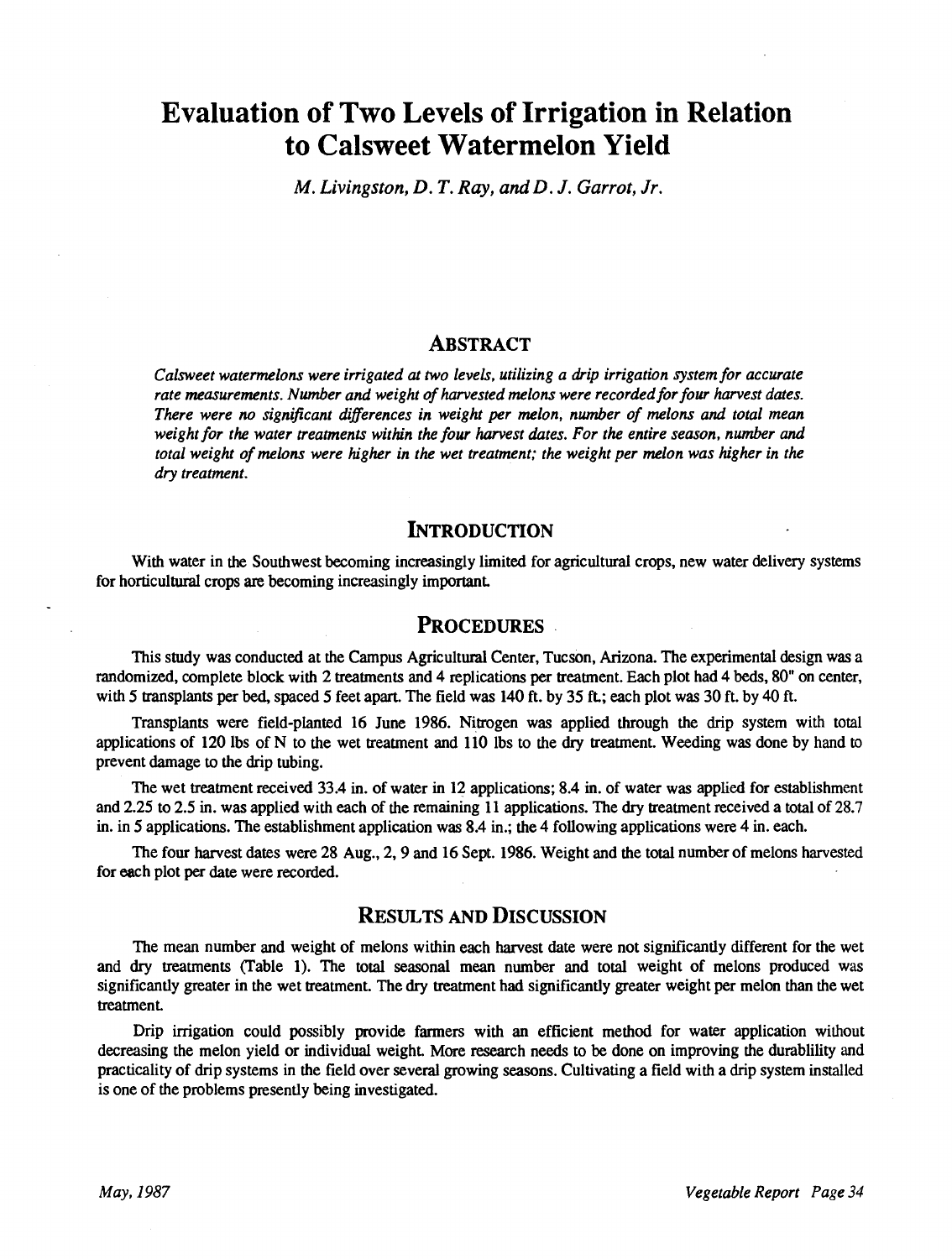# Evaluation of Two Levels of Irrigation in Relation to Calsweet Watermelon Yield

*M. Livingston, D. T. Ray, and D. J. Garrot, Jr.*

## Abstract

*Calsweet watermelons were irrigated at two levels, utilizing a drip irrigation system for accurate rate measurements. Number and weight of harvested melons were recorded for four harvest dates. There were no significant differences in weight per melon, number of melons and total mean weight for the water treatments within the four harvest dates. For the entire season, number and total weight of melons were higher in the wet treatment; the weight per melon was higher in the dry treatment.*

## Introduction

With water in the Southwest becoming increasingly limited for agricultural crops, new water delivery systems for horticultural crops are becoming increasingly important.

## Procedures

This study was conducted at the Campus Agricultural Center, Tucson, Arizona. The experimental design was a randomized, complete block with 2 treatments and 4 replications per treatment. Each plot had 4 beds, 80" on center, with 5 transplants per bed, spaced 5 feet apart. The field was 140 ft. by 35 ft.; each plot was 30 ft. by 40 ft.

Transplants were field-planted 16 June 1986. Nitrogen was applied through the drip system with total applications of 120 lbs of N to the wet treatment and 110 lbs to the dry treatment. Weeding was done by hand to prevent damage to the drip tubing.

The wet treatment received 33.4 in. of water in 12 applications; 8.4 in. of water was applied for establishment and 2.25 to 2.5 in. was applied with each of the remaining 11 applications. The dry treatment received a total of 28.7 in. in 5 applications. The establishment application was 8.4 in.; the 4 following applications were 4 in. each.

The four harvest dates were 28 Aug., 2, 9 and 16 Sept. 1986. Weight and the total number of melons harvested for each plot per date were recorded.

## Results and Discussion

The mean number and weight of melons within each harvest date were not significantly different for the wet and dry treatments (Table 1). The total seasonal mean number and total weight of melons produced was significantly greater in the wet treatment. The dry treatment had significantly greater weight per melon than the wet treatment.

Drip irrigation could possibly provide farmers with an efficient method for water application without decreasing the melon yield or individual weight. More research needs to be done on improving the durablility and practicality of drip systems in the field over several growing seasons. Cultivating a field with a drip system installed is one of the problems presently being investigated.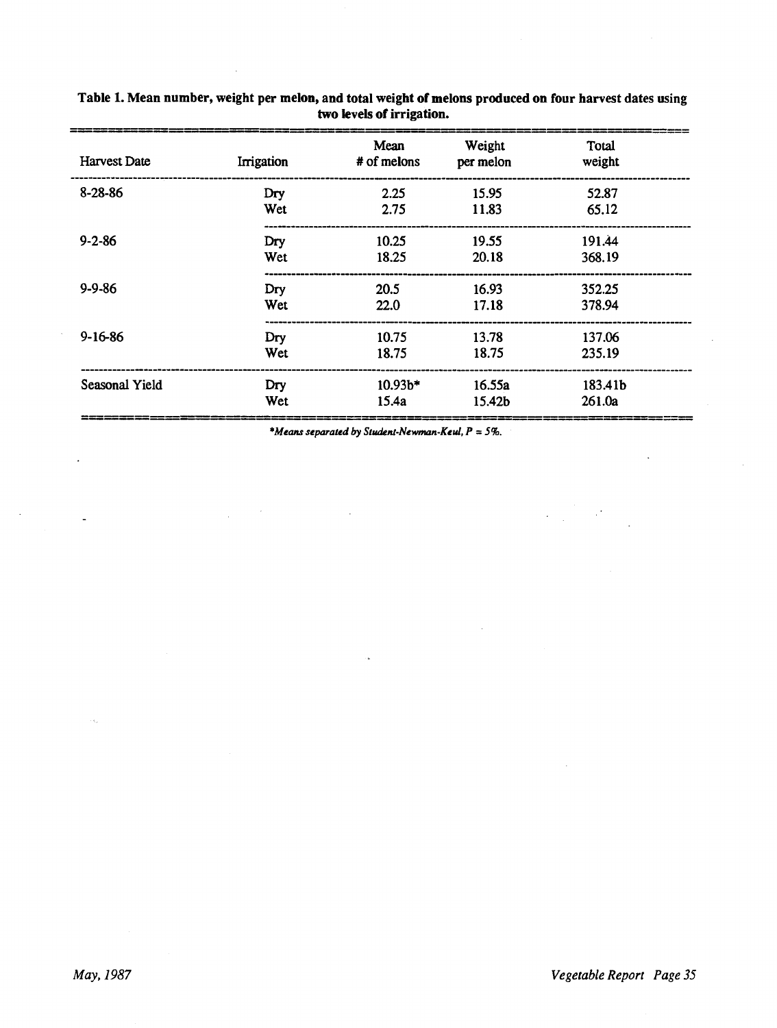**Table 1. Mean number, weight per melon, and total weight of melons produced on four harvest dates using two levels of irrigation.**

| Harvest Date | Irrigation | Mean # of melons | Weight per melon | Total weight |
|---|---|---|---|---|
| 8-28-86 | Dry | 2.25 | 15.95 | 52.87 |
| | Wet | 2.75 | 11.83 | 65.12 |
| 9-2-86 | Dry | 10.25 | 19.55 | 191.44 |
| | Wet | 18.25 | 20.18 | 368.19 |
| 9-9-86 | Dry | 20.5 | 16.93 | 352.25 |
| | Wet | 22.0 | 17.18 | 378.94 |
| 9-16-86 | Dry | 10.75 | 13.78 | 137.06 |
| | Wet | 18.75 | 18.75 | 235.19 |
| Seasonal Yield | Dry | 10.93b* | 16.55a | 183.41b |
| | Wet | 15.4a | 15.42b | 261.0a |

*\*Means separated by Student-Newman-Keul, P = 5%.*